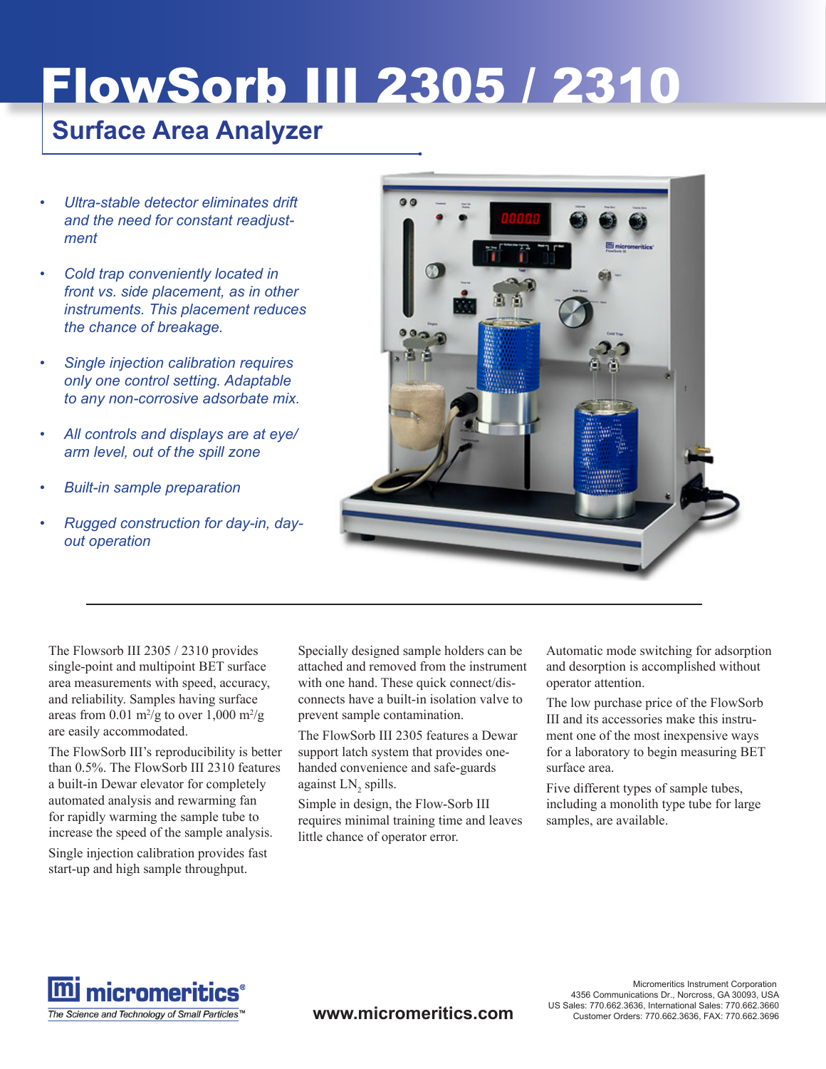# FlowSorb III 2305 / 2310

## Surface Area Analyzer

- *Ultra-stable detector eliminates drift and the need for constant readjustment*
- *Cold trap conveniently located in front vs. side placement, as in other instruments. This placement reduces the chance of breakage.*
- *Single injection calibration requires only one control setting. Adaptable to any non-corrosive adsorbate mix.*
- *All controls and displays are at eye/arm level, out of the spill zone*
- *Built-in sample preparation*
- *Rugged construction for day-in, day-out operation*

The Flowsorb III 2305 / 2310 provides single-point and multipoint BET surface area measurements with speed, accuracy, and reliability. Samples having surface areas from 0.01 $m^2/g$ to over 1,000 $m^2/g$ are easily accommodated.

The FlowSorb III's reproducibility is better than 0.5%. The FlowSorb III 2310 features a built-in Dewar elevator for completely automated analysis and rewarming fan for rapidly warming the sample tube to increase the speed of the sample analysis.

Single injection calibration provides fast start-up and high sample throughput.

Specially designed sample holders can be attached and removed from the instrument with one hand. These quick connect/disconnects have a built-in isolation valve to prevent sample contamination.

The FlowSorb III 2305 features a Dewar support latch system that provides one-handed convenience and safe-guards against $LN_2$ spills.

Simple in design, the Flow-Sorb III requires minimal training time and leaves little chance of operator error.

Automatic mode switching for adsorption and desorption is accomplished without operator attention.

The low purchase price of the FlowSorb III and its accessories make this instrument one of the most inexpensive ways for a laboratory to begin measuring BET surface area.

Five different types of sample tubes, including a monolith type tube for large samples, are available.

micromeritics®
The Science and Technology of Small Particles™

www.micromeritics.com

Micromeritics Instrument Corporation
4356 Communications Dr., Norcross, GA 30093, USA
US Sales: 770.662.3636, International Sales: 770.662.3660
Customer Orders: 770.662.3636, FAX: 770.662.3696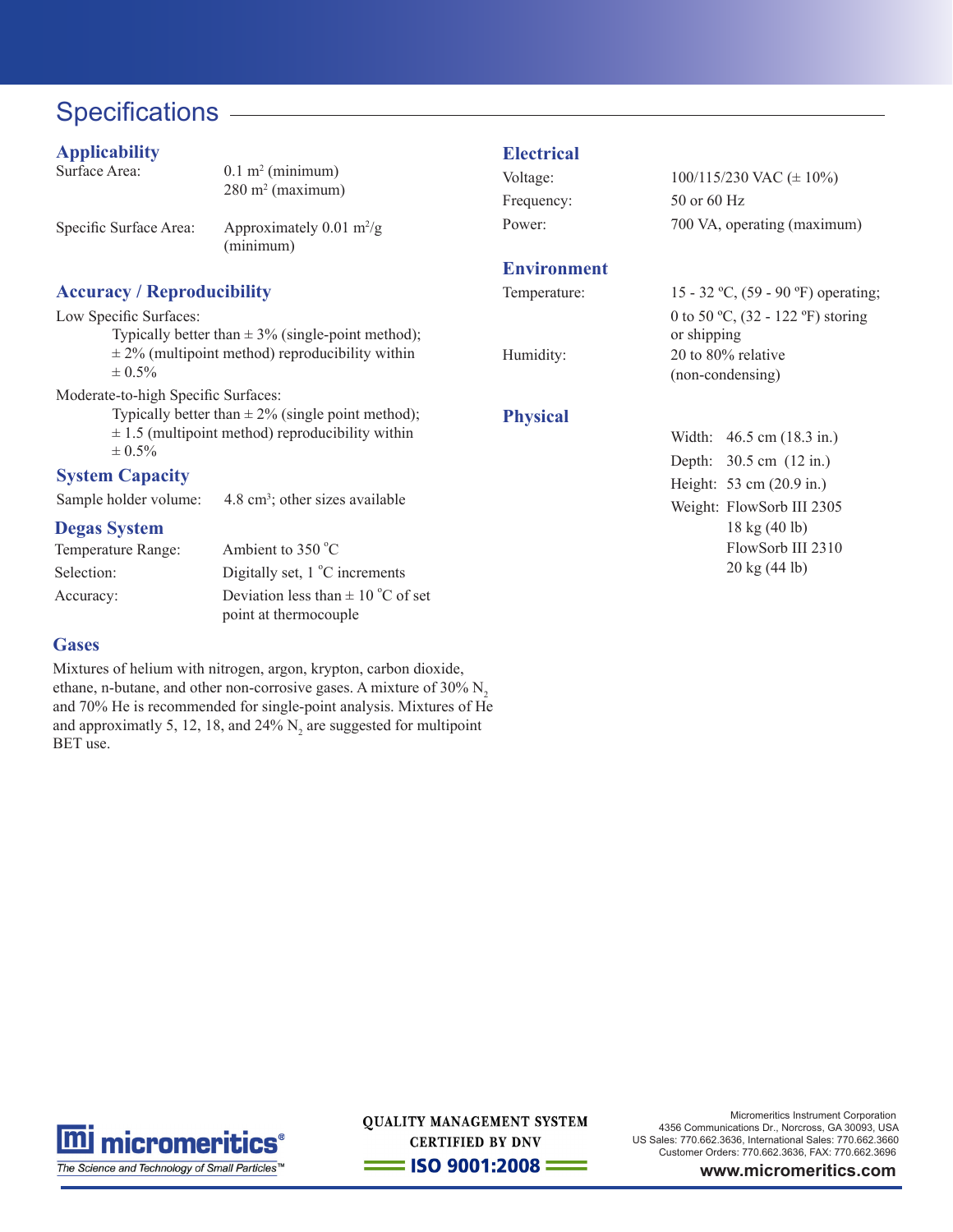# Specifications

## Applicability

| | |
|---|---|
| Surface Area: | 0.1 $m^2$ (minimum)<br>280 $m^2$ (maximum) |
| Specific Surface Area: | Approximately 0.01 $m^2/g$ (minimum) |

## Accuracy / Reproducibility

Low Specific Surfaces:

Typically better than ± 3% (single-point method); ± 2% (multipoint method) reproducibility within ± 0.5%

Moderate-to-high Specific Surfaces:

Typically better than ± 2% (single point method); ± 1.5 (multipoint method) reproducibility within ± 0.5%

## System Capacity

Sample holder volume: 4.8 $cm^3$; other sizes available

## Degas System

| | |
|---|---|
| Temperature Range: | Ambient to 350 °C |
| Selection: | Digitally set, 1 °C increments |
| Accuracy: | Deviation less than ± 10 °C of set point at thermocouple |

## Gases

Mixtures of helium with nitrogen, argon, krypton, carbon dioxide, ethane, n-butane, and other non-corrosive gases. A mixture of 30% $N_2$ and 70% He is recommended for single-point analysis. Mixtures of He and approximately 5, 12, 18, and 24% $N_2$ are suggested for multipoint BET use.

## Electrical

| | |
|---|---|
| Voltage: | 100/115/230 VAC (± 10%) |
| Frequency: | 50 or 60 Hz |
| Power: | 700 VA, operating (maximum) |

## Environment

| | |
|---|---|
| Temperature: | 15 - 32 ºC, (59 - 90 ºF) operating;<br>0 to 50 ºC, (32 - 122 ºF) storing or shipping |
| Humidity: | 20 to 80% relative (non-condensing) |

## Physical

| | |
|---|---|
| Width: | 46.5 cm (18.3 in.) |
| Depth: | 30.5 cm (12 in.) |
| Height: | 53 cm (20.9 in.) |
| Weight: | FlowSorb III 2305<br>18 kg (40 lb)<br>FlowSorb III 2310<br>20 kg (44 lb) |

micromeritics® The Science and Technology of Small Particles™

QUALITY MANAGEMENT SYSTEM CERTIFIED BY DNV ISO 9001:2008

Micromeritics Instrument Corporation
4356 Communications Dr., Norcross, GA 30093, USA
US Sales: 770.662.3636, International Sales: 770.662.3660
Customer Orders: 770.662.3636, FAX: 770.662.3696
www.micromeritics.com